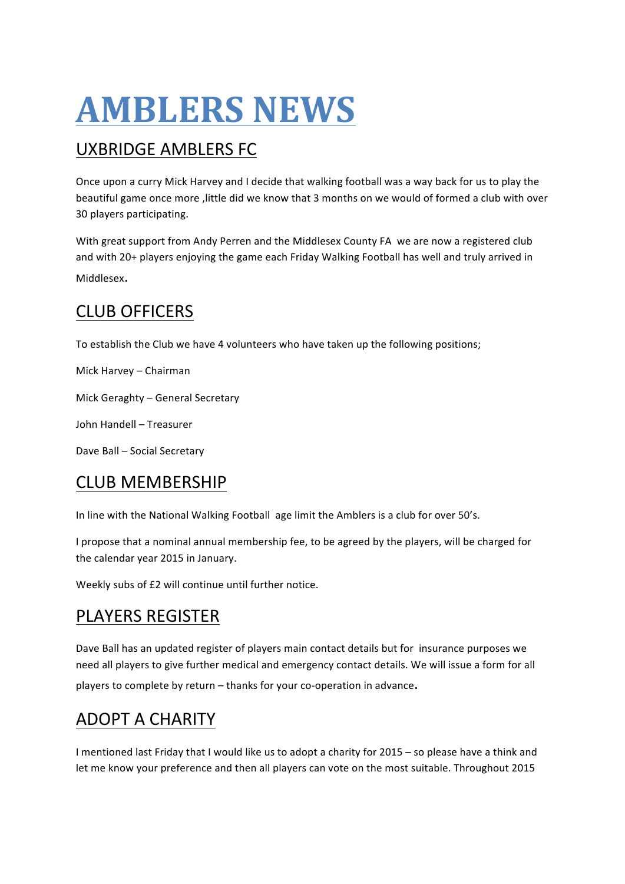# AMBLERS NEWS

## UXBRIDGE AMBLERS FC

Once upon a curry Mick Harvey and I decide that walking football was a way back for us to play the beautiful game once more ,little did we know that 3 months on we would of formed a club with over 30 players participating.

With great support from Andy Perren and the Middlesex County FA we are now a registered club and with 20+ players enjoying the game each Friday Walking Football has well and truly arrived in Middlesex.

## CLUB OFFICERS

To establish the Club we have 4 volunteers who have taken up the following positions;

Mick Harvey – Chairman

Mick Geraghty – General Secretary

John Handell – Treasurer

Dave Ball – Social Secretary

## CLUB MEMBERSHIP

In line with the National Walking Football age limit the Amblers is a club for over 50's.

I propose that a nominal annual membership fee, to be agreed by the players, will be charged for the calendar year 2015 in January.

Weekly subs of £2 will continue until further notice.

## PLAYERS REGISTER

Dave Ball has an updated register of players main contact details but for insurance purposes we need all players to give further medical and emergency contact details. We will issue a form for all players to complete by return – thanks for your co-operation in advance.

## ADOPT A CHARITY

I mentioned last Friday that I would like us to adopt a charity for 2015 – so please have a think and let me know your preference and then all players can vote on the most suitable. Throughout 2015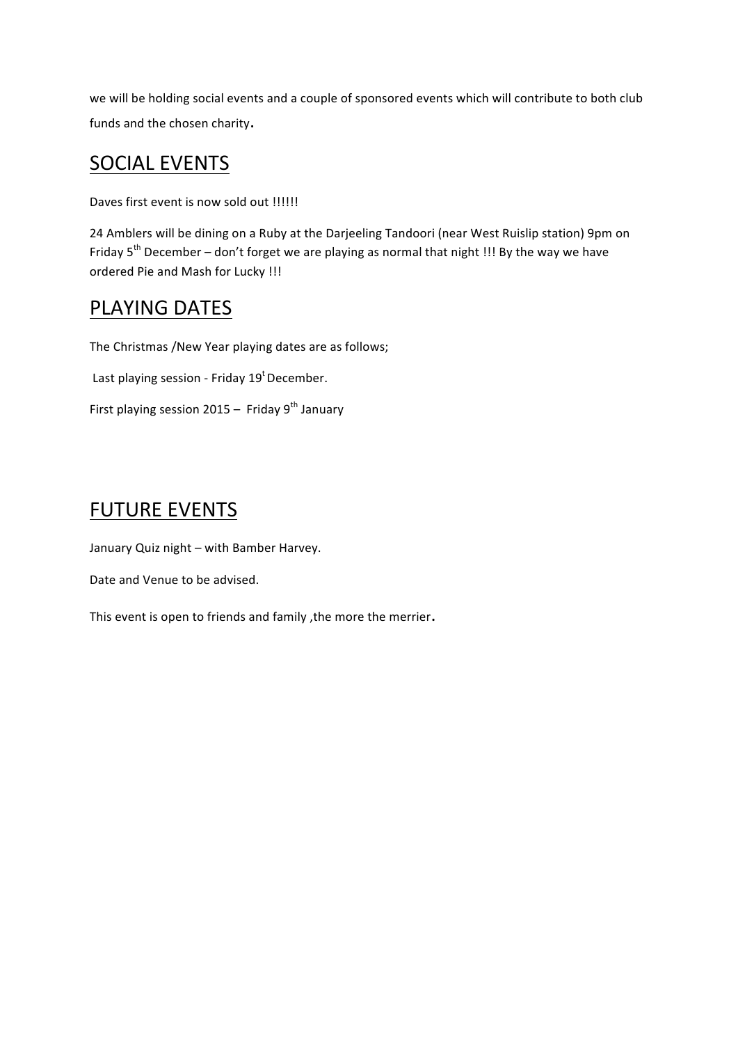we will be holding social events and a couple of sponsored events which will contribute to both club funds and the chosen charity.

## SOCIAL EVENTS

Daves first event is now sold out !!!!!!

24 Amblers will be dining on a Ruby at the Darjeeling Tandoori (near West Ruislip station) 9pm on Friday 5th December – don't forget we are playing as normal that night !!! By the way we have ordered Pie and Mash for Lucky !!!

## PLAYING DATES

The Christmas /New Year playing dates are as follows;

Last playing session - Friday 19t December.

First playing session 2015 – Friday 9th January

## FUTURE EVENTS

January Quiz night – with Bamber Harvey.

Date and Venue to be advised.

This event is open to friends and family ,the more the merrier.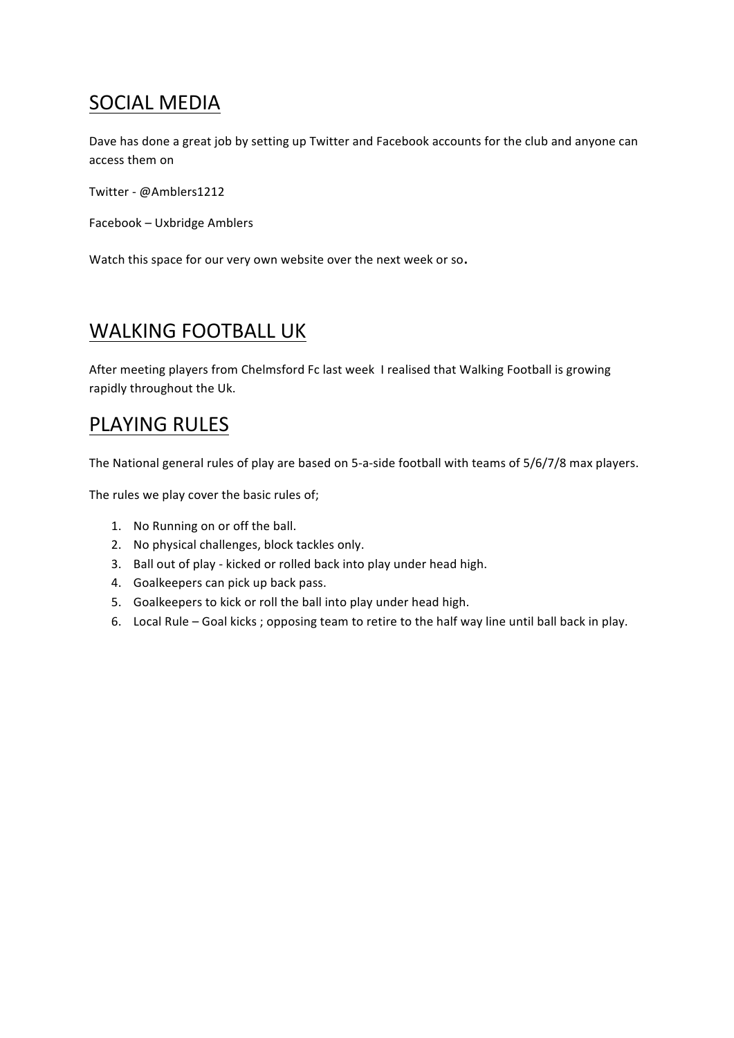## SOCIAL MEDIA

Dave has done a great job by setting up Twitter and Facebook accounts for the club and anyone can access them on

Twitter - @Amblers1212

Facebook – Uxbridge Amblers

Watch this space for our very own website over the next week or so.

## WALKING FOOTBALL UK

After meeting players from Chelmsford Fc last week I realised that Walking Football is growing rapidly throughout the Uk.

## PLAYING RULES

The National general rules of play are based on 5-a-side football with teams of 5/6/7/8 max players.

The rules we play cover the basic rules of;

1. No Running on or off the ball.
2. No physical challenges, block tackles only.
3. Ball out of play - kicked or rolled back into play under head high.
4. Goalkeepers can pick up back pass.
5. Goalkeepers to kick or roll the ball into play under head high.
6. Local Rule – Goal kicks ; opposing team to retire to the half way line until ball back in play.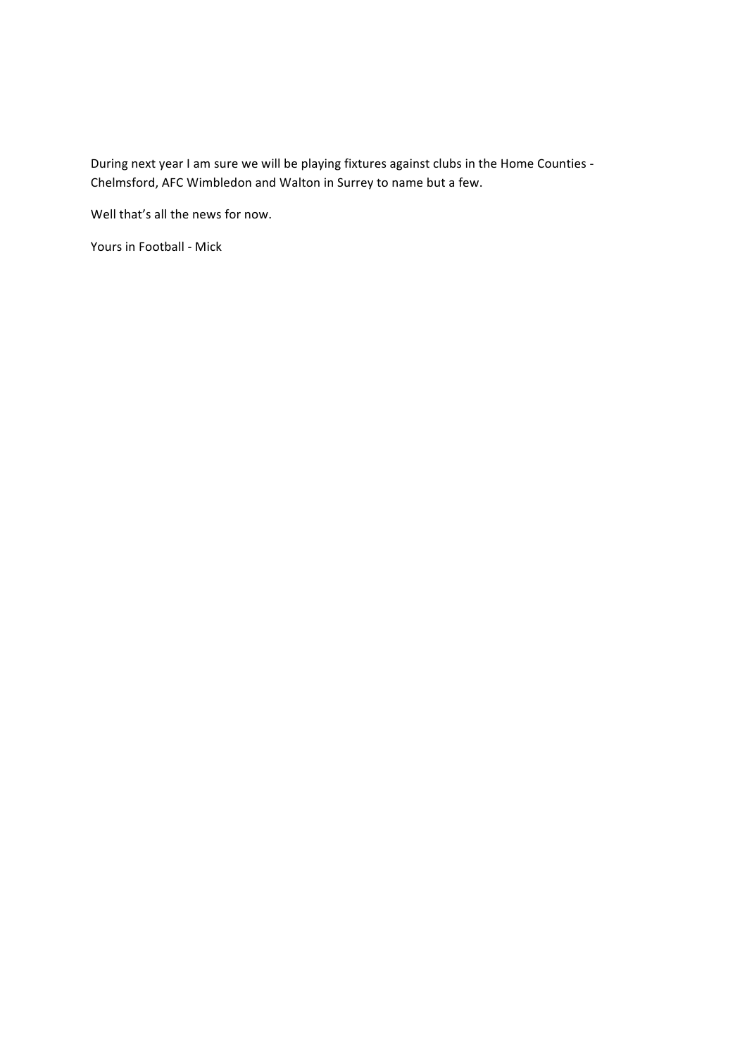During next year I am sure we will be playing fixtures against clubs in the Home Counties - Chelmsford, AFC Wimbledon and Walton in Surrey to name but a few.

Well that's all the news for now.

Yours in Football - Mick